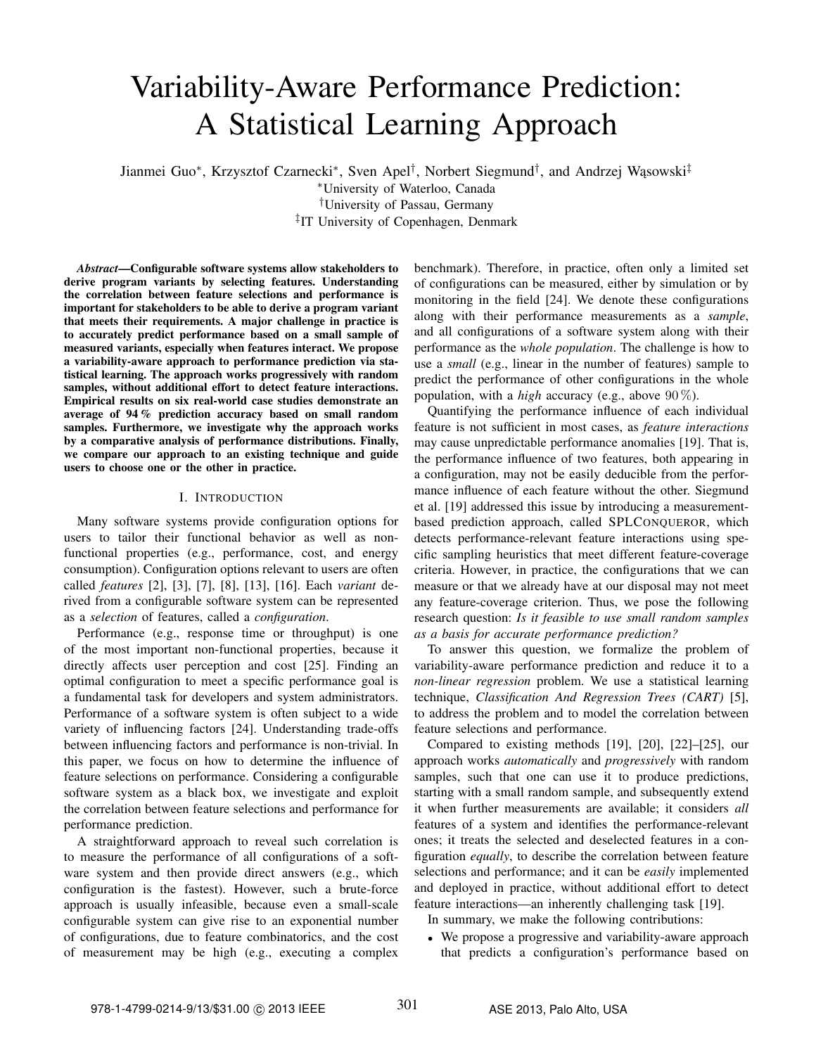// Title & authors

# Variability-Aware Performance Prediction: A Statistical Learning Approach

Jianmei Guo[*], Krzysztof Czarnecki[*], Sven Apel[†], Norbert Siegmund[†], and Andrzej Wąsowski[‡]

[*]University of Waterloo, Canada

[†]University of Passau, Germany

[‡]IT University of Copenhagen, Denmark

// Abstract

***Abstract*—Configurable software systems allow stakeholders to derive program variants by selecting features. Understanding the correlation between feature selections and performance is important for stakeholders to be able to derive a program variant that meets their requirements. A major challenge in practice is to accurately predict performance based on a small sample of measured variants, especially when features interact. We propose a variability-aware approach to performance prediction via statistical learning. The approach works progressively with random samples, without additional effort to detect feature interactions. Empirical results on six real-world case studies demonstrate an average of 94 % prediction accuracy based on small random samples. Furthermore, we investigate why the approach works by a comparative analysis of performance distributions. Finally, we compare our approach to an existing technique and guide users to choose one or the other in practice.**

// Section I

## I. Introduction

Many software systems provide configuration options for users to tailor their functional behavior as well as non-functional properties (e.g., performance, cost, and energy consumption). Configuration options relevant to users are often called *features* [2], [3], [7], [8], [13], [16]. Each *variant* derived from a configurable software system can be represented as a *selection* of features, called a *configuration*.

Performance (e.g., response time or throughput) is one of the most important non-functional properties, because it directly affects user perception and cost [25]. Finding an optimal configuration to meet a specific performance goal is a fundamental task for developers and system administrators. Performance of a software system is often subject to a wide variety of influencing factors [24]. Understanding trade-offs between influencing factors and performance is non-trivial. In this paper, we focus on how to determine the influence of feature selections on performance. Considering a configurable software system as a black box, we investigate and exploit the correlation between feature selections and performance for performance prediction.

A straightforward approach to reveal such correlation is to measure the performance of all configurations of a software system and then provide direct answers (e.g., which configuration is the fastest). However, such a brute-force approach is usually infeasible, because even a small-scale configurable system can give rise to an exponential number of configurations, due to feature combinatorics, and the cost of measurement may be high (e.g., executing a complex benchmark). Therefore, in practice, often only a limited set of configurations can be measured, either by simulation or by monitoring in the field [24]. We denote these configurations along with their performance measurements as a *sample*, and all configurations of a software system along with their performance as the *whole population*. The challenge is how to use a *small* (e.g., linear in the number of features) sample to predict the performance of other configurations in the whole population, with a *high* accuracy (e.g., above 90 %).

Quantifying the performance influence of each individual feature is not sufficient in most cases, as *feature interactions* may cause unpredictable performance anomalies [19]. That is, the performance influence of two features, both appearing in a configuration, may not be easily deducible from the performance influence of each feature without the other. Siegmund et al. [19] addressed this issue by introducing a measurement-based prediction approach, called SPLConqueror, which detects performance-relevant feature interactions using specific sampling heuristics that meet different feature-coverage criteria. However, in practice, the configurations that we can measure or that we already have at our disposal may not meet any feature-coverage criterion. Thus, we pose the following research question: *Is it feasible to use small random samples as a basis for accurate performance prediction?*

To answer this question, we formalize the problem of variability-aware performance prediction and reduce it to a *non-linear regression* problem. We use a statistical learning technique, *Classification And Regression Trees (CART)* [5], to address the problem and to model the correlation between feature selections and performance.

Compared to existing methods [19], [20], [22]–[25], our approach works *automatically* and *progressively* with random samples, such that one can use it to produce predictions, starting with a small random sample, and subsequently extend it when further measurements are available; it considers *all* features of a system and identifies the performance-relevant ones; it treats the selected and deselected features in a configuration *equally*, to describe the correlation between feature selections and performance; and it can be *easily* implemented and deployed in practice, without additional effort to detect feature interactions—an inherently challenging task [19].

In summary, we make the following contributions:

- We propose a progressive and variability-aware approach that predicts a configuration's performance based on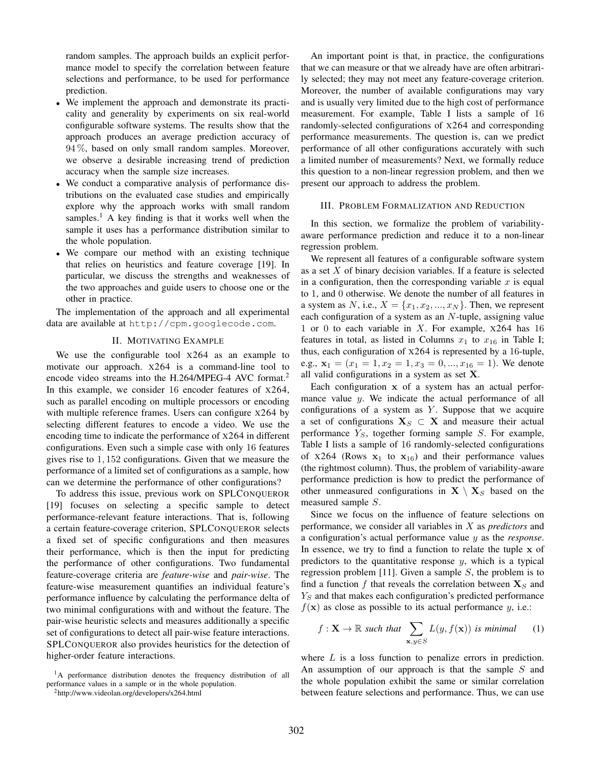random samples. The approach builds an explicit performance model to specify the correlation between feature selections and performance, to be used for performance prediction.

- We implement the approach and demonstrate its practicality and generality by experiments on six real-world configurable software systems. The results show that the approach produces an average prediction accuracy of 94 %, based on only small random samples. Moreover, we observe a desirable increasing trend of prediction accuracy when the sample size increases.
- We conduct a comparative analysis of performance distributions on the evaluated case studies and empirically explore why the approach works with small random samples.[1] A key finding is that it works well when the sample it uses has a performance distribution similar to the whole population.
- We compare our method with an existing technique that relies on heuristics and feature coverage [19]. In particular, we discuss the strengths and weaknesses of the two approaches and guide users to choose one or the other in practice.

The implementation of the approach and all experimental data are available at `http://cpm.googlecode.com`.

## II. Motivating Example

We use the configurable tool X264 as an example to motivate our approach. X264 is a command-line tool to encode video streams into the H.264/MPEG-4 AVC format.[2] In this example, we consider 16 encoder features of X264, such as parallel encoding on multiple processors or encoding with multiple reference frames. Users can configure X264 by selecting different features to encode a video. We use the encoding time to indicate the performance of X264 in different configurations. Even such a simple case with only 16 features gives rise to 1,152 configurations. Given that we measure the performance of a limited set of configurations as a sample, how can we determine the performance of other configurations?

To address this issue, previous work on SPLConqueror [19] focuses on selecting a specific sample to detect performance-relevant feature interactions. That is, following a certain feature-coverage criterion, SPLConqueror selects a fixed set of specific configurations and then measures their performance, which is then the input for predicting the performance of other configurations. Two fundamental feature-coverage criteria are *feature-wise* and *pair-wise*. The feature-wise measurement quantifies an individual feature's performance influence by calculating the performance delta of two minimal configurations with and without the feature. The pair-wise heuristic selects and measures additionally a specific set of configurations to detect all pair-wise feature interactions. SPLConqueror also provides heuristics for the detection of higher-order feature interactions.

An important point is that, in practice, the configurations that we can measure or that we already have are often arbitrarily selected; they may not meet any feature-coverage criterion. Moreover, the number of available configurations may vary and is usually very limited due to the high cost of performance measurement. For example, Table I lists a sample of 16 randomly-selected configurations of X264 and corresponding performance measurements. The question is, can we predict performance of all other configurations accurately with such a limited number of measurements? Next, we formally reduce this question to a non-linear regression problem, and then we present our approach to address the problem.

## III. Problem Formalization and Reduction

In this section, we formalize the problem of variability-aware performance prediction and reduce it to a non-linear regression problem.

We represent all features of a configurable software system as a set $X$ of binary decision variables. If a feature is selected in a configuration, then the corresponding variable $x$ is equal to 1, and 0 otherwise. We denote the number of all features in a system as $N$, i.e., $X = \{x_1, x_2, ..., x_N\}$. Then, we represent each configuration of a system as an $N$-tuple, assigning value 1 or 0 to each variable in $X$. For example, X264 has 16 features in total, as listed in Columns $x_1$ to $x_{16}$ in Table I; thus, each configuration of X264 is represented by a 16-tuple, e.g., $\mathbf{x}_1 = (x_1 = 1, x_2 = 1, x_3 = 0, ..., x_{16} = 1)$. We denote all valid configurations in a system as set $\mathbf{X}$.

Each configuration $\mathbf{x}$ of a system has an actual performance value $y$. We indicate the actual performance of all configurations of a system as $Y$. Suppose that we acquire a set of configurations $\mathbf{X}_S \subset \mathbf{X}$ and measure their actual performance $Y_S$, together forming sample $S$. For example, Table I lists a sample of 16 randomly-selected configurations of X264 (Rows $\mathbf{x}_1$ to $\mathbf{x}_{16}$) and their performance values (the rightmost column). Thus, the problem of variability-aware performance prediction is how to predict the performance of other unmeasured configurations in $\mathbf{X} \setminus \mathbf{X}_S$ based on the measured sample $S$.

Since we focus on the influence of feature selections on performance, we consider all variables in $X$ as *predictors* and a configuration's actual performance value $y$ as the *response*. In essence, we try to find a function to relate the tuple $\mathbf{x}$ of predictors to the quantitative response $y$, which is a typical regression problem [11]. Given a sample $S$, the problem is to find a function $f$ that reveals the correlation between $\mathbf{X}_S$ and $Y_S$ and that makes each configuration's predicted performance $f(\mathbf{x})$ as close as possible to its actual performance $y$, i.e.:

$$f : \mathbf{X} \rightarrow \mathbb{R} \text{ such that } \sum_{\mathbf{x}, y \in S} L(y, f(\mathbf{x})) \text{ is minimal} \qquad (1)$$

where $L$ is a loss function to penalize errors in prediction. An assumption of our approach is that the sample $S$ and the whole population exhibit the same or similar correlation between feature selections and performance. Thus, we can use

[1] A performance distribution denotes the frequency distribution of all performance values in a sample or in the whole population.

[2] http://www.videolan.org/developers/x264.html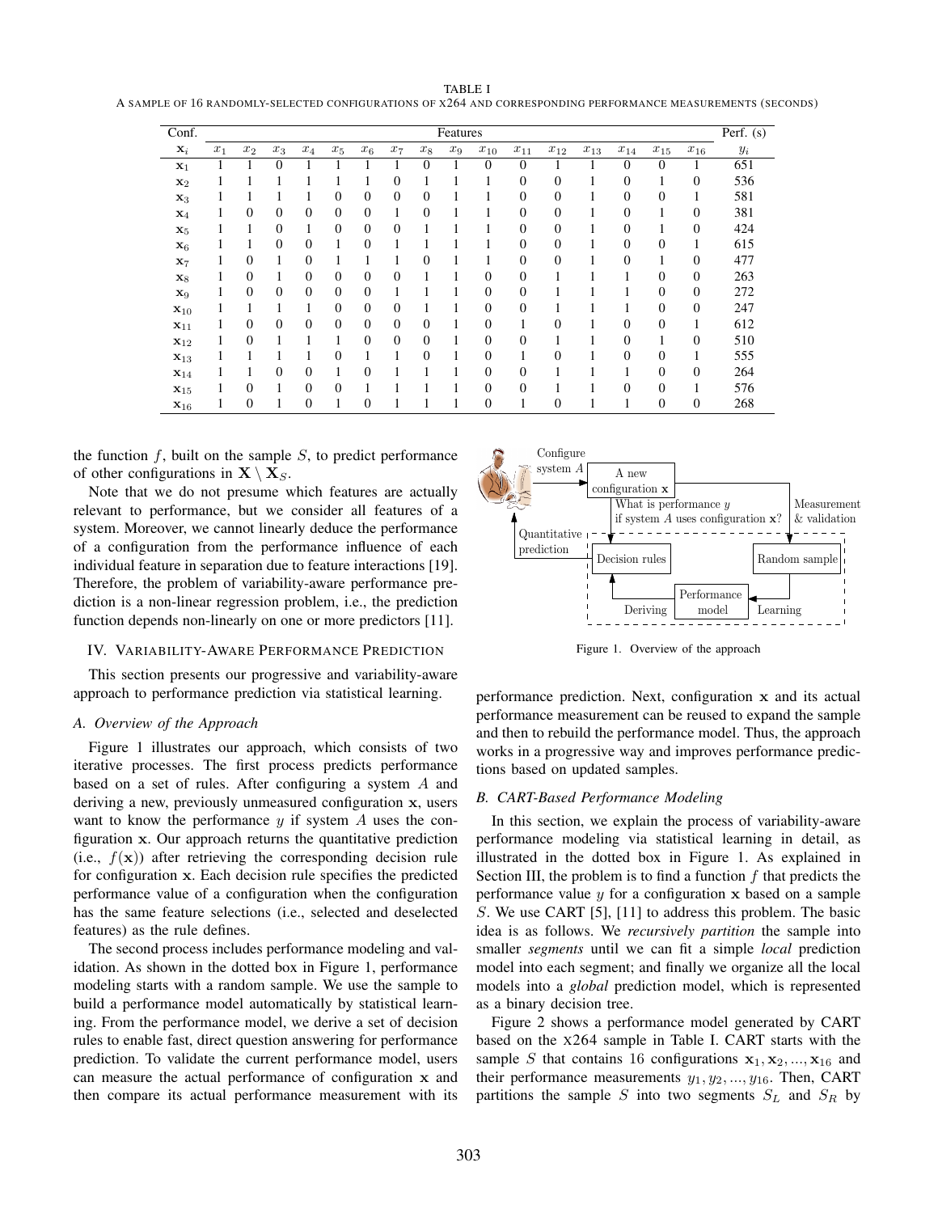TABLE I
A SAMPLE OF 16 RANDOMLY-SELECTED CONFIGURATIONS OF X264 AND CORRESPONDING PERFORMANCE MEASUREMENTS (SECONDS)

| Conf. | Features | | | | | | | | | | | | | | | | Perf. (s) |
|---|---|---|---|---|---|---|---|---|---|---|---|---|---|---|---|---|---|
| $\mathbf{x}_i$ | $x_1$ | $x_2$ | $x_3$ | $x_4$ | $x_5$ | $x_6$ | $x_7$ | $x_8$ | $x_9$ | $x_{10}$ | $x_{11}$ | $x_{12}$ | $x_{13}$ | $x_{14}$ | $x_{15}$ | $x_{16}$ | $y_i$ |
| $\mathbf{x}_1$ | 1 | 1 | 0 | 1 | 1 | 1 | 1 | 0 | 1 | 0 | 0 | 1 | 1 | 0 | 0 | 1 | 651 |
| $\mathbf{x}_2$ | 1 | 1 | 1 | 1 | 1 | 1 | 0 | 1 | 1 | 1 | 0 | 0 | 1 | 0 | 1 | 0 | 536 |
| $\mathbf{x}_3$ | 1 | 1 | 1 | 1 | 0 | 0 | 0 | 0 | 1 | 1 | 0 | 0 | 1 | 0 | 0 | 1 | 581 |
| $\mathbf{x}_4$ | 1 | 0 | 0 | 0 | 0 | 0 | 1 | 0 | 1 | 1 | 0 | 0 | 1 | 0 | 1 | 0 | 381 |
| $\mathbf{x}_5$ | 1 | 1 | 0 | 1 | 0 | 0 | 0 | 1 | 1 | 1 | 0 | 0 | 1 | 0 | 1 | 0 | 424 |
| $\mathbf{x}_6$ | 1 | 1 | 0 | 0 | 1 | 0 | 1 | 1 | 1 | 1 | 0 | 0 | 1 | 0 | 0 | 1 | 615 |
| $\mathbf{x}_7$ | 1 | 0 | 1 | 0 | 1 | 1 | 1 | 0 | 1 | 1 | 0 | 0 | 1 | 0 | 1 | 0 | 477 |
| $\mathbf{x}_8$ | 1 | 0 | 1 | 0 | 0 | 0 | 0 | 1 | 1 | 0 | 0 | 1 | 1 | 1 | 0 | 0 | 263 |
| $\mathbf{x}_9$ | 1 | 0 | 0 | 0 | 0 | 0 | 1 | 1 | 1 | 0 | 0 | 1 | 1 | 1 | 0 | 0 | 272 |
| $\mathbf{x}_{10}$ | 1 | 1 | 1 | 1 | 0 | 0 | 0 | 1 | 1 | 0 | 0 | 1 | 1 | 1 | 0 | 0 | 247 |
| $\mathbf{x}_{11}$ | 1 | 0 | 0 | 0 | 0 | 0 | 0 | 0 | 1 | 0 | 1 | 0 | 1 | 0 | 0 | 1 | 612 |
| $\mathbf{x}_{12}$ | 1 | 0 | 1 | 1 | 1 | 0 | 0 | 0 | 1 | 0 | 0 | 1 | 1 | 0 | 1 | 0 | 510 |
| $\mathbf{x}_{13}$ | 1 | 1 | 1 | 1 | 0 | 1 | 1 | 0 | 1 | 0 | 1 | 0 | 1 | 0 | 0 | 1 | 555 |
| $\mathbf{x}_{14}$ | 1 | 1 | 0 | 0 | 1 | 0 | 1 | 1 | 1 | 0 | 0 | 1 | 1 | 1 | 0 | 0 | 264 |
| $\mathbf{x}_{15}$ | 1 | 0 | 1 | 0 | 0 | 1 | 1 | 1 | 1 | 0 | 0 | 1 | 1 | 0 | 0 | 1 | 576 |
| $\mathbf{x}_{16}$ | 1 | 0 | 1 | 0 | 1 | 0 | 1 | 1 | 1 | 0 | 1 | 0 | 1 | 1 | 0 | 0 | 268 |

the function $f$, built on the sample $S$, to predict performance of other configurations in $\mathbf{X} \setminus \mathbf{X}_S$.

Note that we do not presume which features are actually relevant to performance, but we consider all features of a system. Moreover, we cannot linearly deduce the performance of a configuration from the performance influence of each individual feature in separation due to feature interactions [19]. Therefore, the problem of variability-aware performance prediction is a non-linear regression problem, i.e., the prediction function depends non-linearly on one or more predictors [11].

## IV. VARIABILITY-AWARE PERFORMANCE PREDICTION

This section presents our progressive and variability-aware approach to performance prediction via statistical learning.

### A. Overview of the Approach

Figure 1 illustrates our approach, which consists of two iterative processes. The first process predicts performance based on a set of rules. After configuring a system $A$ and deriving a new, previously unmeasured configuration $\mathbf{x}$, users want to know the performance $y$ if system $A$ uses the configuration $\mathbf{x}$. Our approach returns the quantitative prediction (i.e., $f(\mathbf{x})$) after retrieving the corresponding decision rule for configuration $\mathbf{x}$. Each decision rule specifies the predicted performance value of a configuration when the configuration has the same feature selections (i.e., selected and deselected features) as the rule defines.

The second process includes performance modeling and validation. As shown in the dotted box in Figure 1, performance modeling starts with a random sample. We use the sample to build a performance model automatically by statistical learning. From the performance model, we derive a set of decision rules to enable fast, direct question answering for performance prediction. To validate the current performance model, users can measure the actual performance of configuration $\mathbf{x}$ and then compare its actual performance measurement with its performance prediction. Next, configuration $\mathbf{x}$ and its actual performance measurement can be reused to expand the sample and then to rebuild the performance model. Thus, the approach works in a progressive way and improves performance predictions based on updated samples.

Figure 1. Overview of the approach

### B. CART-Based Performance Modeling

In this section, we explain the process of variability-aware performance modeling via statistical learning in detail, as illustrated in the dotted box in Figure 1. As explained in Section III, the problem is to find a function $f$ that predicts the performance value $y$ for a configuration $\mathbf{x}$ based on a sample $S$. We use CART [5], [11] to address this problem. The basic idea is as follows. We *recursively partition* the sample into smaller *segments* until we can fit a simple *local* prediction model into each segment; and finally we organize all the local models into a *global* prediction model, which is represented as a binary decision tree.

Figure 2 shows a performance model generated by CART based on the X264 sample in Table I. CART starts with the sample $S$ that contains 16 configurations $\mathbf{x}_1, \mathbf{x}_2, ..., \mathbf{x}_{16}$ and their performance measurements $y_1, y_2, ..., y_{16}$. Then, CART partitions the sample $S$ into two segments $S_L$ and $S_R$ by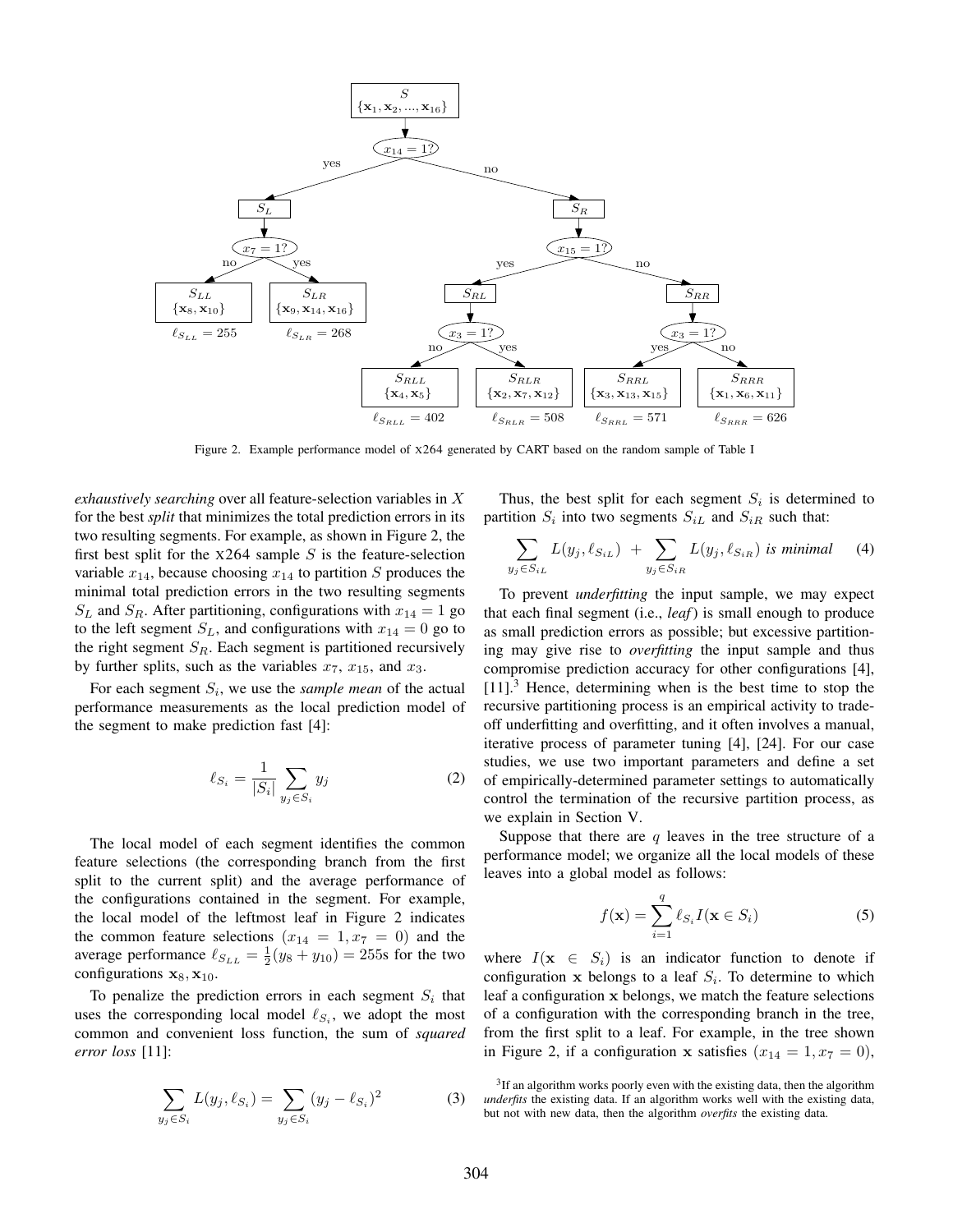Figure 2. Example performance model of X264 generated by CART based on the random sample of Table I

*exhaustively searching* over all feature-selection variables in $X$ for the best *split* that minimizes the total prediction errors in its two resulting segments. For example, as shown in Figure 2, the first best split for the X264 sample $S$ is the feature-selection variable $x_{14}$, because choosing $x_{14}$ to partition $S$ produces the minimal total prediction errors in the two resulting segments $S_L$ and $S_R$. After partitioning, configurations with $x_{14} = 1$ go to the left segment $S_L$, and configurations with $x_{14} = 0$ go to the right segment $S_R$. Each segment is partitioned recursively by further splits, such as the variables $x_7$, $x_{15}$, and $x_3$.

For each segment $S_i$, we use the *sample mean* of the actual performance measurements as the local prediction model of the segment to make prediction fast [4]:

$$\ell_{S_i} = \frac{1}{|S_i|} \sum_{y_j \in S_i} y_j \tag{2}$$

The local model of each segment identifies the common feature selections (the corresponding branch from the first split to the current split) and the average performance of the configurations contained in the segment. For example, the local model of the leftmost leaf in Figure 2 indicates the common feature selections ($x_{14} = 1, x_7 = 0$) and the average performance $\ell_{S_{LL}} = \frac{1}{2}(y_8 + y_{10}) = 255$s for the two configurations $\mathbf{x}_8, \mathbf{x}_{10}$.

To penalize the prediction errors in each segment $S_i$ that uses the corresponding local model $\ell_{S_i}$, we adopt the most common and convenient loss function, the sum of *squared error loss* [11]:

$$\sum_{y_j \in S_i} L(y_j, \ell_{S_i}) = \sum_{y_j \in S_i} (y_j - \ell_{S_i})^2 \tag{3}$$

Thus, the best split for each segment $S_i$ is determined to partition $S_i$ into two segments $S_{iL}$ and $S_{iR}$ such that:

$$\sum_{y_j \in S_{iL}} L(y_j, \ell_{S_{iL}}) \; + \sum_{y_j \in S_{iR}} L(y_j, \ell_{S_{iR}}) \textit{ is minimal} \tag{4}$$

To prevent *underfitting* the input sample, we may expect that each final segment (i.e., *leaf*) is small enough to produce as small prediction errors as possible; but excessive partitioning may give rise to *overfitting* the input sample and thus compromise prediction accuracy for other configurations [4], [11].[3] Hence, determining when is the best time to stop the recursive partitioning process is an empirical activity to trade-off underfitting and overfitting, and it often involves a manual, iterative process of parameter tuning [4], [24]. For our case studies, we use two important parameters and define a set of empirically-determined parameter settings to automatically control the termination of the recursive partition process, as we explain in Section V.

Suppose that there are $q$ leaves in the tree structure of a performance model; we organize all the local models of these leaves into a global model as follows:

$$f(\mathbf{x}) = \sum_{i=1}^{q} \ell_{S_i} I(\mathbf{x} \in S_i) \tag{5}$$

where $I(\mathbf{x} \in S_i)$ is an indicator function to denote if configuration $\mathbf{x}$ belongs to a leaf $S_i$. To determine to which leaf a configuration $\mathbf{x}$ belongs, we match the feature selections of a configuration with the corresponding branch in the tree, from the first split to a leaf. For example, in the tree shown in Figure 2, if a configuration $\mathbf{x}$ satisfies ($x_{14} = 1, x_7 = 0$),

[3] If an algorithm works poorly even with the existing data, then the algorithm *underfits* the existing data. If an algorithm works well with the existing data, but not with new data, then the algorithm *overfits* the existing data.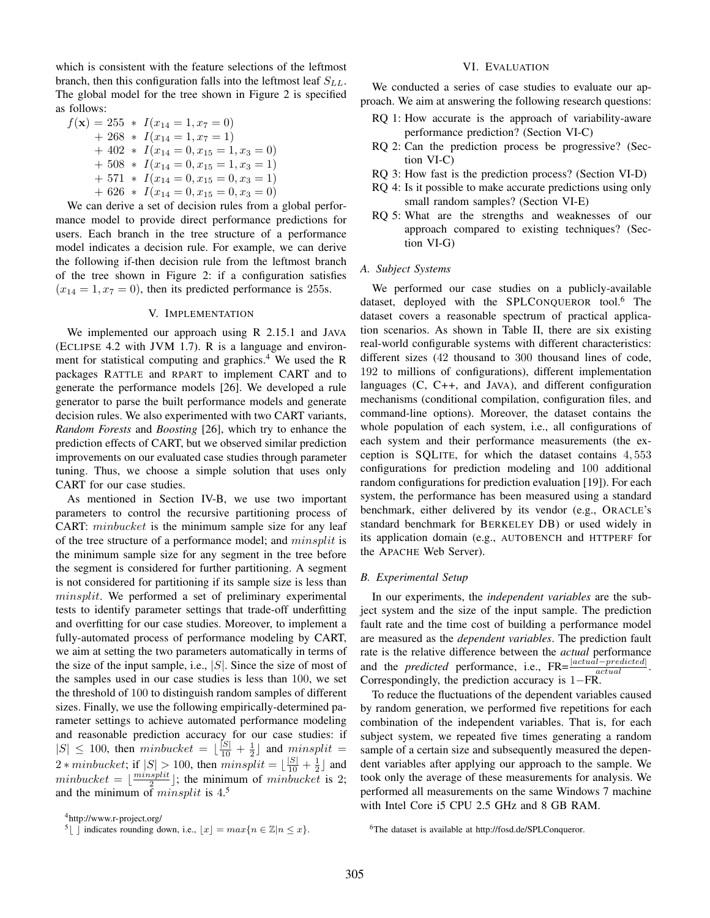which is consistent with the feature selections of the leftmost branch, then this configuration falls into the leftmost leaf $S_{LL}$. The global model for the tree shown in Figure 2 is specified as follows:

$$
\begin{aligned}
f(\mathbf{x}) = & \ 255 \ * \ I(x_{14} = 1, x_7 = 0) \\
& + 268 \ * \ I(x_{14} = 1, x_7 = 1) \\
& + 402 \ * \ I(x_{14} = 0, x_{15} = 1, x_3 = 0) \\
& + 508 \ * \ I(x_{14} = 0, x_{15} = 1, x_3 = 1) \\
& + 571 \ * \ I(x_{14} = 0, x_{15} = 0, x_3 = 1) \\
& + 626 \ * \ I(x_{14} = 0, x_{15} = 0, x_3 = 0)
\end{aligned}
$$

We can derive a set of decision rules from a global performance model to provide direct performance predictions for users. Each branch in the tree structure of a performance model indicates a decision rule. For example, we can derive the following if-then decision rule from the leftmost branch of the tree shown in Figure 2: if a configuration satisfies $(x_{14} = 1, x_7 = 0)$, then its predicted performance is 255s.

## V. IMPLEMENTATION

We implemented our approach using R 2.15.1 and JAVA (ECLIPSE 4.2 with JVM 1.7). R is a language and environment for statistical computing and graphics.[4] We used the R packages RATTLE and RPART to implement CART and to generate the performance models [26]. We developed a rule generator to parse the built performance models and generate decision rules. We also experimented with two CART variants, *Random Forests* and *Boosting* [26], which try to enhance the prediction effects of CART, but we observed similar prediction improvements on our evaluated case studies through parameter tuning. Thus, we choose a simple solution that uses only CART for our case studies.

As mentioned in Section IV-B, we use two important parameters to control the recursive partitioning process of CART: $minbucket$ is the minimum sample size for any leaf of the tree structure of a performance model; and $minsplit$ is the minimum sample size for any segment in the tree before the segment is considered for further partitioning. A segment is not considered for partitioning if its sample size is less than $minsplit$. We performed a set of preliminary experimental tests to identify parameter settings that trade-off underfitting and overfitting for our case studies. Moreover, to implement a fully-automated process of performance modeling by CART, we aim at setting the two parameters automatically in terms of the size of the input sample, i.e., $|S|$. Since the size of most of the samples used in our case studies is less than 100, we set the threshold of 100 to distinguish random samples of different sizes. Finally, we use the following empirically-determined parameter settings to achieve automated performance modeling and reasonable prediction accuracy for our case studies: if $|S| \leq 100$, then $minbucket = \lfloor \frac{|S|}{10} + \frac{1}{2} \rfloor$ and $minsplit = 2 * minbucket$; if $|S| > 100$, then $minsplit = \lfloor \frac{|S|}{10} + \frac{1}{2} \rfloor$ and $minbucket = \lfloor \frac{minsplit}{2} \rfloor$; the minimum of $minbucket$ is 2; and the minimum of $minsplit$ is 4.[5]

[4] http://www.r-project.org/

[5] $\lfloor \ \rfloor$ indicates rounding down, i.e., $\lfloor x \rfloor = max\{n \in \mathbb{Z} | n \leq x\}$.

## VI. EVALUATION

We conducted a series of case studies to evaluate our approach. We aim at answering the following research questions:

- RQ 1: How accurate is the approach of variability-aware performance prediction? (Section VI-C)
- RQ 2: Can the prediction process be progressive? (Section VI-C)
- RQ 3: How fast is the prediction process? (Section VI-D)
- RQ 4: Is it possible to make accurate predictions using only small random samples? (Section VI-E)
- RQ 5: What are the strengths and weaknesses of our approach compared to existing techniques? (Section VI-G)

### A. Subject Systems

We performed our case studies on a publicly-available dataset, deployed with the SPLCONQUEROR tool.[6] The dataset covers a reasonable spectrum of practical application scenarios. As shown in Table II, there are six existing real-world configurable systems with different characteristics: different sizes (42 thousand to 300 thousand lines of code, 192 to millions of configurations), different implementation languages (C, C++, and JAVA), and different configuration mechanisms (conditional compilation, configuration files, and command-line options). Moreover, the dataset contains the whole population of each system, i.e., all configurations of each system and their performance measurements (the exception is SQLITE, for which the dataset contains 4,553 configurations for prediction modeling and 100 additional random configurations for prediction evaluation [19]). For each system, the performance has been measured using a standard benchmark, either delivered by its vendor (e.g., ORACLE's standard benchmark for BERKELEY DB) or used widely in its application domain (e.g., AUTOBENCH and HTTPERF for the APACHE Web Server).

### B. Experimental Setup

In our experiments, the *independent variables* are the subject system and the size of the input sample. The prediction fault rate and the time cost of building a performance model are measured as the *dependent variables*. The prediction fault rate is the relative difference between the *actual* performance and the *predicted* performance, i.e., FR=$\frac{|actual - predicted|}{actual}$. Correspondingly, the prediction accuracy is 1−FR.

To reduce the fluctuations of the dependent variables caused by random generation, we performed five repetitions for each combination of the independent variables. That is, for each subject system, we repeated five times generating a random sample of a certain size and subsequently measured the dependent variables after applying our approach to the sample. We took only the average of these measurements for analysis. We performed all measurements on the same Windows 7 machine with Intel Core i5 CPU 2.5 GHz and 8 GB RAM.

[6] The dataset is available at http://fosd.de/SPLConqueror.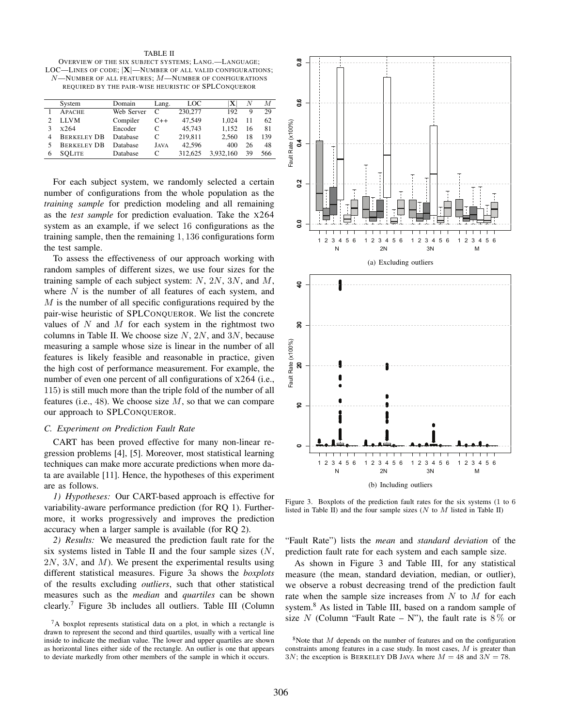TABLE II
OVERVIEW OF THE SIX SUBJECT SYSTEMS; LANG.—LANGUAGE; LOC—LINES OF CODE; $|\mathbf{X}|$—NUMBER OF ALL VALID CONFIGURATIONS; $N$—NUMBER OF ALL FEATURES; $M$—NUMBER OF CONFIGURATIONS REQUIRED BY THE PAIR-WISE HEURISTIC OF SPLCONQUEROR

| | System | Domain | Lang. | LOC | $\|\mathbf{X}\|$ | $N$ | $M$ |
|---|---|---|---|---|---|---|---|
| 1 | APACHE | Web Server | C | 230,277 | 192 | 9 | 29 |
| 2 | LLVM | Compiler | C++ | 47,549 | 1,024 | 11 | 62 |
| 3 | X264 | Encoder | C | 45,743 | 1,152 | 16 | 81 |
| 4 | BERKELEY DB | Database | C | 219,811 | 2,560 | 18 | 139 |
| 5 | BERKELEY DB | Database | JAVA | 42,596 | 400 | 26 | 48 |
| 6 | SQLITE | Database | C | 312,625 | 3,932,160 | 39 | 566 |

For each subject system, we randomly selected a certain number of configurations from the whole population as the *training sample* for prediction modeling and all remaining as the *test sample* for prediction evaluation. Take the X264 system as an example, if we select 16 configurations as the training sample, then the remaining $1,136$ configurations form the test sample.

To assess the effectiveness of our approach working with random samples of different sizes, we use four sizes for the training sample of each subject system: $N$, $2N$, $3N$, and $M$, where $N$ is the number of all features of each system, and $M$ is the number of all specific configurations required by the pair-wise heuristic of SPLCONQUEROR. We list the concrete values of $N$ and $M$ for each system in the rightmost two columns in Table II. We choose size $N$, $2N$, and $3N$, because measuring a sample whose size is linear in the number of all features is likely feasible and reasonable in practice, given the high cost of performance measurement. For example, the number of even one percent of all configurations of X264 (i.e., $115$) is still much more than the triple fold of the number of all features (i.e., $48$). We choose size $M$, so that we can compare our approach to SPLCONQUEROR.

### C. Experiment on Prediction Fault Rate

CART has been proved effective for many non-linear regression problems [4], [5]. Moreover, most statistical learning techniques can make more accurate predictions when more data are available [11]. Hence, the hypotheses of this experiment are as follows.

*1) Hypotheses:* Our CART-based approach is effective for variability-aware performance prediction (for RQ 1). Furthermore, it works progressively and improves the prediction accuracy when a larger sample is available (for RQ 2).

*2) Results:* We measured the prediction fault rate for the six systems listed in Table II and the four sample sizes ($N$, $2N$, $3N$, and $M$). We present the experimental results using different statistical measures. Figure 3a shows the *boxplots* of the results excluding *outliers*, such that other statistical measures such as the *median* and *quartiles* can be shown clearly.[7] Figure 3b includes all outliers. Table III (Column "Fault Rate") lists the *mean* and *standard deviation* of the prediction fault rate for each system and each sample size.

(a) Excluding outliers

(b) Including outliers

Figure 3. Boxplots of the prediction fault rates for the six systems (1 to 6 listed in Table II) and the four sample sizes ($N$ to $M$ listed in Table II)

As shown in Figure 3 and Table III, for any statistical measure (the mean, standard deviation, median, or outlier), we observe a robust decreasing trend of the prediction fault rate when the sample size increases from $N$ to $M$ for each system.[8] As listed in Table III, based on a random sample of size $N$ (Column "Fault Rate – N"), the fault rate is $8\%$ or

[7] A boxplot represents statistical data on a plot, in which a rectangle is drawn to represent the second and third quartiles, usually with a vertical line inside to indicate the median value. The lower and upper quartiles are shown as horizontal lines either side of the rectangle. An outlier is one that appears to deviate markedly from other members of the sample in which it occurs.

[8] Note that $M$ depends on the number of features and on the configuration constraints among features in a case study. In most cases, $M$ is greater than $3N$; the exception is BERKELEY DB JAVA where $M = 48$ and $3N = 78$.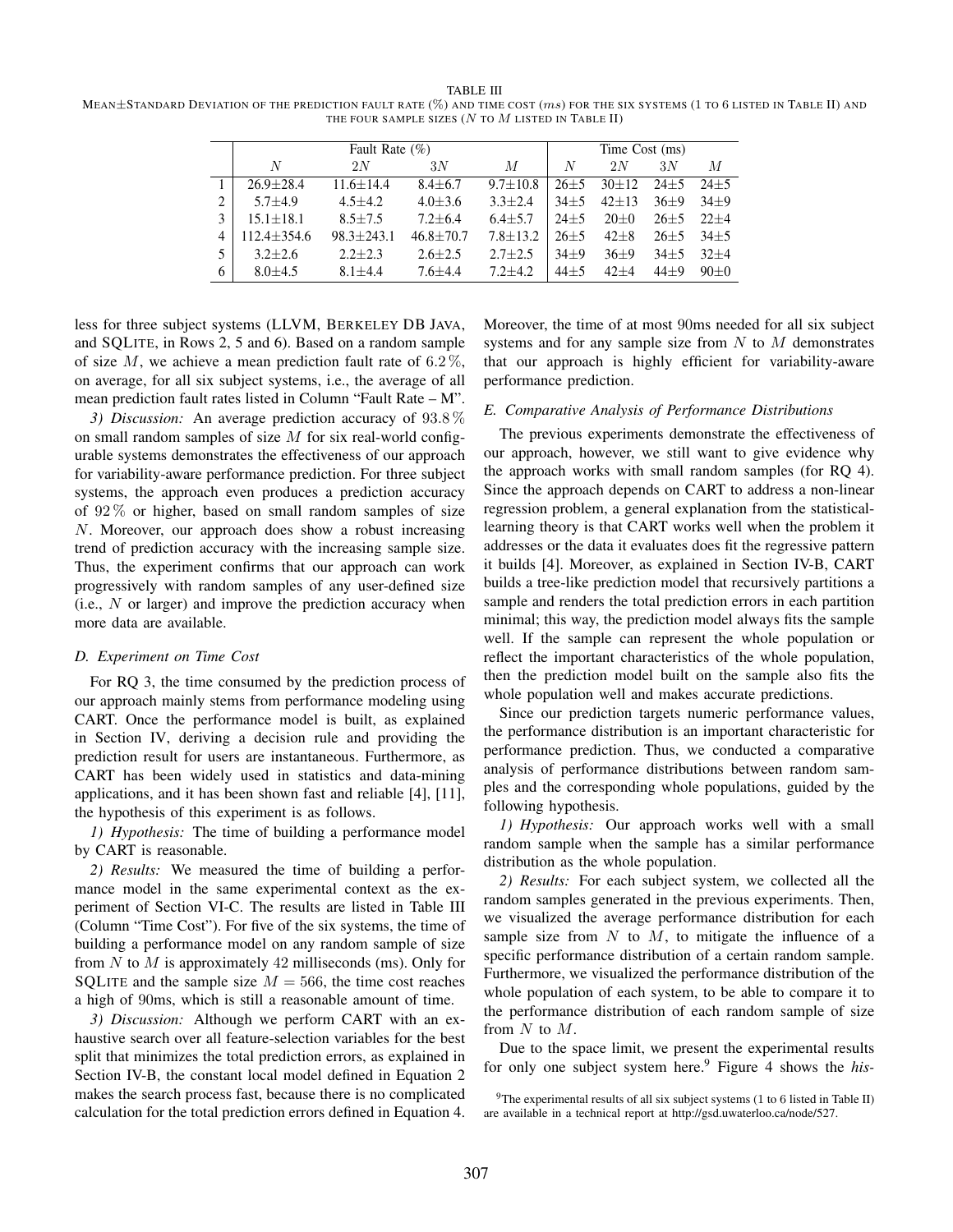TABLE III
MEAN±STANDARD DEVIATION OF THE PREDICTION FAULT RATE (%) AND TIME COST ($ms$) FOR THE SIX SYSTEMS (1 TO 6 LISTED IN TABLE II) AND THE FOUR SAMPLE SIZES ($N$ TO $M$ LISTED IN TABLE II)

| | Fault Rate (%) | | | | Time Cost (ms) | | | |
|---|---|---|---|---|---|---|---|---|
| | $N$ | $2N$ | $3N$ | $M$ | $N$ | $2N$ | $3N$ | $M$ |
| 1 | 26.9±28.4 | 11.6±14.4 | 8.4±6.7 | 9.7±10.8 | 26±5 | 30±12 | 24±5 | 24±5 |
| 2 | 5.7±4.9 | 4.5±4.2 | 4.0±3.6 | 3.3±2.4 | 34±5 | 42±13 | 36±9 | 34±9 |
| 3 | 15.1±18.1 | 8.5±7.5 | 7.2±6.4 | 6.4±5.7 | 24±5 | 20±0 | 26±5 | 22±4 |
| 4 | 112.4±354.6 | 98.3±243.1 | 46.8±70.7 | 7.8±13.2 | 26±5 | 42±8 | 26±5 | 34±5 |
| 5 | 3.2±2.6 | 2.2±2.3 | 2.6±2.5 | 2.7±2.5 | 34±9 | 36±9 | 34±5 | 32±4 |
| 6 | 8.0±4.5 | 8.1±4.4 | 7.6±4.4 | 7.2±4.2 | 44±5 | 42±4 | 44±9 | 90±0 |

less for three subject systems (LLVM, BERKELEY DB JAVA, and SQLITE, in Rows 2, 5 and 6). Based on a random sample of size $M$, we achieve a mean prediction fault rate of $6.2\,\%$, on average, for all six subject systems, i.e., the average of all mean prediction fault rates listed in Column "Fault Rate – M".

*3) Discussion:* An average prediction accuracy of $93.8\,\%$ on small random samples of size $M$ for six real-world configurable systems demonstrates the effectiveness of our approach for variability-aware performance prediction. For three subject systems, the approach even produces a prediction accuracy of $92\,\%$ or higher, based on small random samples of size $N$. Moreover, our approach does show a robust increasing trend of prediction accuracy with the increasing sample size. Thus, the experiment confirms that our approach can work progressively with random samples of any user-defined size (i.e., $N$ or larger) and improve the prediction accuracy when more data are available.

### D. Experiment on Time Cost

For RQ 3, the time consumed by the prediction process of our approach mainly stems from performance modeling using CART. Once the performance model is built, as explained in Section IV, deriving a decision rule and providing the prediction result for users are instantaneous. Furthermore, as CART has been widely used in statistics and data-mining applications, and it has been shown fast and reliable [4], [11], the hypothesis of this experiment is as follows.

*1) Hypothesis:* The time of building a performance model by CART is reasonable.

*2) Results:* We measured the time of building a performance model in the same experimental context as the experiment of Section VI-C. The results are listed in Table III (Column "Time Cost"). For five of the six systems, the time of building a performance model on any random sample of size from $N$ to $M$ is approximately 42 milliseconds (ms). Only for SQLITE and the sample size $M = 566$, the time cost reaches a high of 90ms, which is still a reasonable amount of time.

*3) Discussion:* Although we perform CART with an exhaustive search over all feature-selection variables for the best split that minimizes the total prediction errors, as explained in Section IV-B, the constant local model defined in Equation 2 makes the search process fast, because there is no complicated calculation for the total prediction errors defined in Equation 4. Moreover, the time of at most 90ms needed for all six subject systems and for any sample size from $N$ to $M$ demonstrates that our approach is highly efficient for variability-aware performance prediction.

### E. Comparative Analysis of Performance Distributions

The previous experiments demonstrate the effectiveness of our approach, however, we still want to give evidence why the approach works with small random samples (for RQ 4). Since the approach depends on CART to address a non-linear regression problem, a general explanation from the statistical-learning theory is that CART works well when the problem it addresses or the data it evaluates does fit the regressive pattern it builds [4]. Moreover, as explained in Section IV-B, CART builds a tree-like prediction model that recursively partitions a sample and renders the total prediction errors in each partition minimal; this way, the prediction model always fits the sample well. If the sample can represent the whole population or reflect the important characteristics of the whole population, then the prediction model built on the sample also fits the whole population well and makes accurate predictions.

Since our prediction targets numeric performance values, the performance distribution is an important characteristic for performance prediction. Thus, we conducted a comparative analysis of performance distributions between random samples and the corresponding whole populations, guided by the following hypothesis.

*1) Hypothesis:* Our approach works well with a small random sample when the sample has a similar performance distribution as the whole population.

*2) Results:* For each subject system, we collected all the random samples generated in the previous experiments. Then, we visualized the average performance distribution for each sample size from $N$ to $M$, to mitigate the influence of a specific performance distribution of a certain random sample. Furthermore, we visualized the performance distribution of the whole population of each system, to be able to compare it to the performance distribution of each random sample of size from $N$ to $M$.

Due to the space limit, we present the experimental results for only one subject system here.[9] Figure 4 shows the *his-*

[9]The experimental results of all six subject systems (1 to 6 listed in Table II) are available in a technical report at http://gsd.uwaterloo.ca/node/527.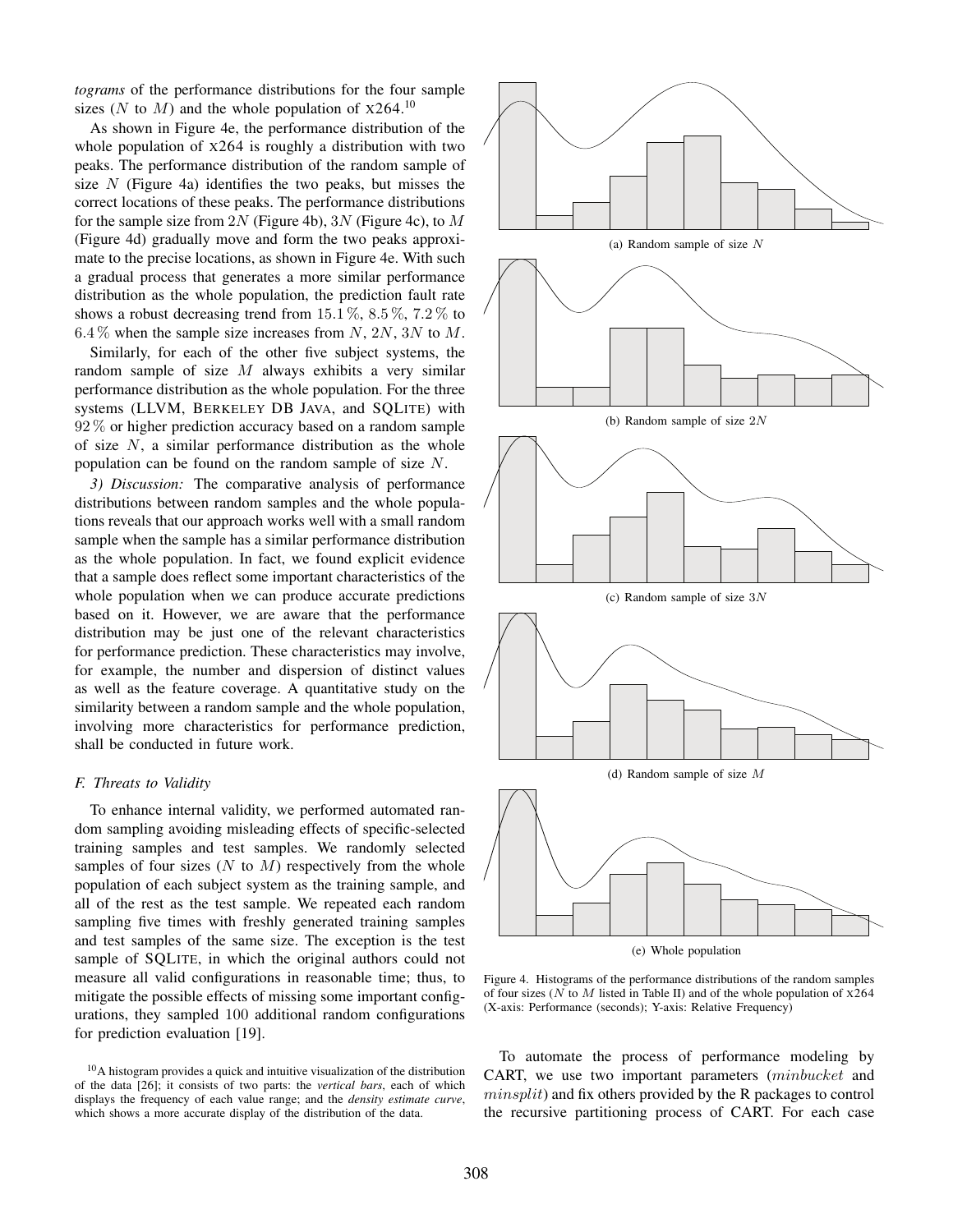*tograms* of the performance distributions for the four sample sizes ($N$ to $M$) and the whole population of X264.[10]

As shown in Figure 4e, the performance distribution of the whole population of X264 is roughly a distribution with two peaks. The performance distribution of the random sample of size $N$ (Figure 4a) identifies the two peaks, but misses the correct locations of these peaks. The performance distributions for the sample size from $2N$ (Figure 4b), $3N$ (Figure 4c), to $M$ (Figure 4d) gradually move and form the two peaks approximate to the precise locations, as shown in Figure 4e. With such a gradual process that generates a more similar performance distribution as the whole population, the prediction fault rate shows a robust decreasing trend from 15.1 %, 8.5 %, 7.2 % to 6.4 % when the sample size increases from $N$, $2N$, $3N$ to $M$.

Similarly, for each of the other five subject systems, the random sample of size $M$ always exhibits a very similar performance distribution as the whole population. For the three systems (LLVM, BERKELEY DB JAVA, and SQLITE) with 92 % or higher prediction accuracy based on a random sample of size $N$, a similar performance distribution as the whole population can be found on the random sample of size $N$.

*3) Discussion:* The comparative analysis of performance distributions between random samples and the whole populations reveals that our approach works well with a small random sample when the sample has a similar performance distribution as the whole population. In fact, we found explicit evidence that a sample does reflect some important characteristics of the whole population when we can produce accurate predictions based on it. However, we are aware that the performance distribution may be just one of the relevant characteristics for performance prediction. These characteristics may involve, for example, the number and dispersion of distinct values as well as the feature coverage. A quantitative study on the similarity between a random sample and the whole population, involving more characteristics for performance prediction, shall be conducted in future work.

### F. Threats to Validity

To enhance internal validity, we performed automated random sampling avoiding misleading effects of specific-selected training samples and test samples. We randomly selected samples of four sizes ($N$ to $M$) respectively from the whole population of each subject system as the training sample, and all of the rest as the test sample. We repeated each random sampling five times with freshly generated training samples and test samples of the same size. The exception is the test sample of SQLITE, in which the original authors could not measure all valid configurations in reasonable time; thus, to mitigate the possible effects of missing some important configurations, they sampled 100 additional random configurations for prediction evaluation [19].

[10] A histogram provides a quick and intuitive visualization of the distribution of the data [26]; it consists of two parts: the *vertical bars*, each of which displays the frequency of each value range; and the *density estimate curve*, which shows a more accurate display of the distribution of the data.

(a) Random sample of size $N$

(b) Random sample of size $2N$

(c) Random sample of size $3N$

(d) Random sample of size $M$

(e) Whole population

Figure 4. Histograms of the performance distributions of the random samples of four sizes ($N$ to $M$ listed in Table II) and of the whole population of X264 (X-axis: Performance (seconds); Y-axis: Relative Frequency)

To automate the process of performance modeling by CART, we use two important parameters ($minbucket$ and $minsplit$) and fix others provided by the R packages to control the recursive partitioning process of CART. For each case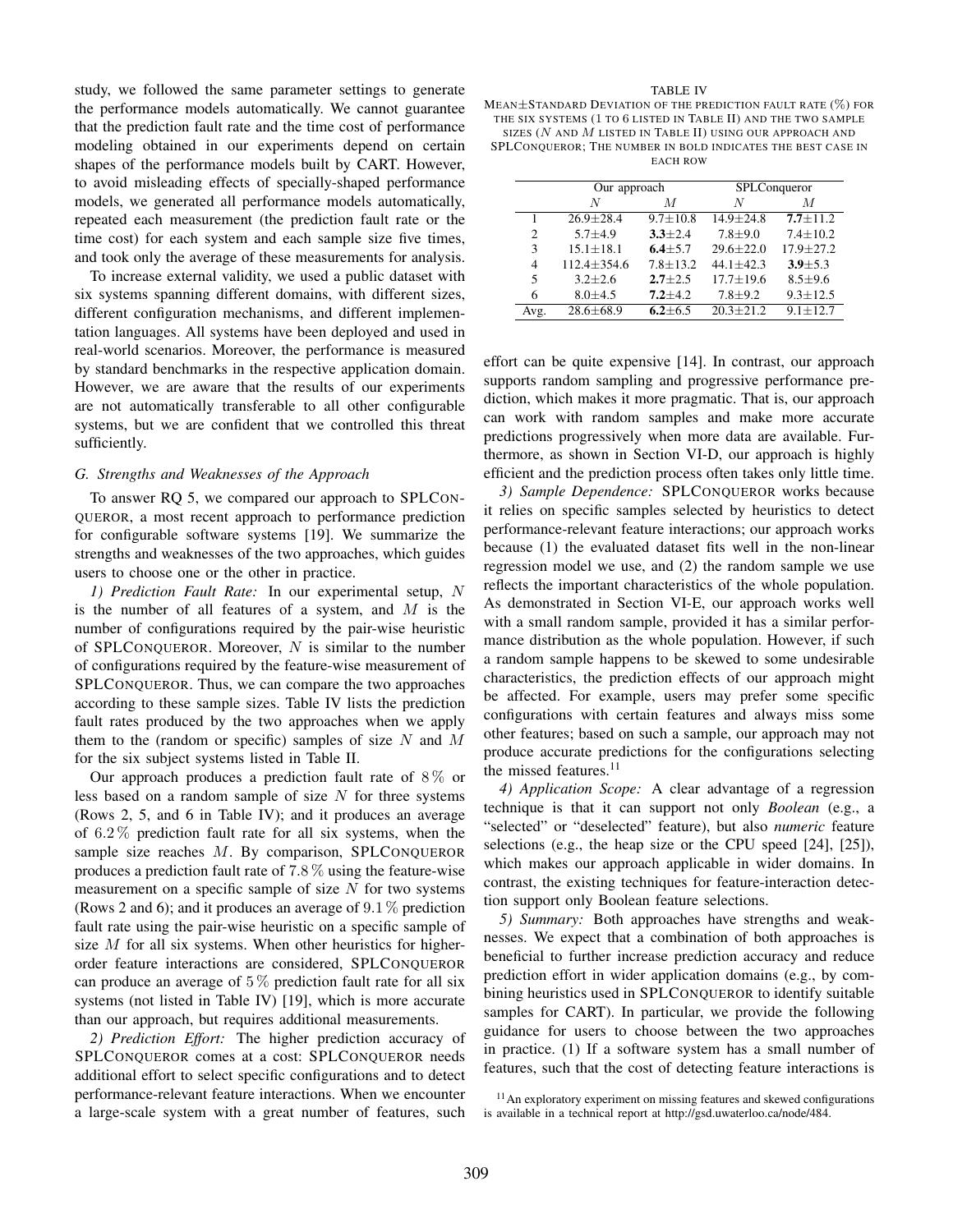study, we followed the same parameter settings to generate the performance models automatically. We cannot guarantee that the prediction fault rate and the time cost of performance modeling obtained in our experiments depend on certain shapes of the performance models built by CART. However, to avoid misleading effects of specially-shaped performance models, we generated all performance models automatically, repeated each measurement (the prediction fault rate or the time cost) for each system and each sample size five times, and took only the average of these measurements for analysis.

To increase external validity, we used a public dataset with six systems spanning different domains, with different sizes, different configuration mechanisms, and different implementation languages. All systems have been deployed and used in real-world scenarios. Moreover, the performance is measured by standard benchmarks in the respective application domain. However, we are aware that the results of our experiments are not automatically transferable to all other configurable systems, but we are confident that we controlled this threat sufficiently.

### G. Strengths and Weaknesses of the Approach

To answer RQ 5, we compared our approach to SPLConqueror, a most recent approach to performance prediction for configurable software systems [19]. We summarize the strengths and weaknesses of the two approaches, which guides users to choose one or the other in practice.

*1) Prediction Fault Rate:* In our experimental setup, $N$ is the number of all features of a system, and $M$ is the number of configurations required by the pair-wise heuristic of SPLConqueror. Moreover, $N$ is similar to the number of configurations required by the feature-wise measurement of SPLConqueror. Thus, we can compare the two approaches according to these sample sizes. Table IV lists the prediction fault rates produced by the two approaches when we apply them to the (random or specific) samples of size $N$ and $M$ for the six subject systems listed in Table II.

TABLE IV
MEAN±STANDARD DEVIATION OF THE PREDICTION FAULT RATE (%) FOR THE SIX SYSTEMS (1 TO 6 LISTED IN TABLE II) AND THE TWO SAMPLE SIZES ($N$ AND $M$ LISTED IN TABLE II) USING OUR APPROACH AND SPLCONQUEROR; THE NUMBER IN BOLD INDICATES THE BEST CASE IN EACH ROW

| | Our approach | | SPLConqueror | |
|---|---|---|---|---|
| | $N$ | $M$ | $N$ | $M$ |
| 1 | 26.9±28.4 | 9.7±10.8 | 14.9±24.8 | **7.7**±11.2 |
| 2 | 5.7±4.9 | **3.3**±2.4 | 7.8±9.0 | 7.4±10.2 |
| 3 | 15.1±18.1 | **6.4**±5.7 | 29.6±22.0 | 17.9±27.2 |
| 4 | 112.4±354.6 | 7.8±13.2 | 44.1±42.3 | **3.9**±5.3 |
| 5 | 3.2±2.6 | **2.7**±2.5 | 17.7±19.6 | 8.5±9.6 |
| 6 | 8.0±4.5 | **7.2**±4.2 | 7.8±9.2 | 9.3±12.5 |
| Avg. | 28.6±68.9 | **6.2**±6.5 | 20.3±21.2 | 9.1±12.7 |

Our approach produces a prediction fault rate of 8 % or less based on a random sample of size $N$ for three systems (Rows 2, 5, and 6 in Table IV); and it produces an average of 6.2 % prediction fault rate for all six systems, when the sample size reaches $M$. By comparison, SPLConqueror produces a prediction fault rate of 7.8 % using the feature-wise measurement on a specific sample of size $N$ for two systems (Rows 2 and 6); and it produces an average of 9.1 % prediction fault rate using the pair-wise heuristic on a specific sample of size $M$ for all six systems. When other heuristics for higher-order feature interactions are considered, SPLConqueror can produce an average of 5 % prediction fault rate for all six systems (not listed in Table IV) [19], which is more accurate than our approach, but requires additional measurements.

*2) Prediction Effort:* The higher prediction accuracy of SPLConqueror comes at a cost: SPLConqueror needs additional effort to select specific configurations and to detect performance-relevant feature interactions. When we encounter a large-scale system with a great number of features, such effort can be quite expensive [14]. In contrast, our approach supports random sampling and progressive performance prediction, which makes it more pragmatic. That is, our approach can work with random samples and make more accurate predictions progressively when more data are available. Furthermore, as shown in Section VI-D, our approach is highly efficient and the prediction process often takes only little time.

*3) Sample Dependence:* SPLConqueror works because it relies on specific samples selected by heuristics to detect performance-relevant feature interactions; our approach works because (1) the evaluated dataset fits well in the non-linear regression model we use, and (2) the random sample we use reflects the important characteristics of the whole population. As demonstrated in Section VI-E, our approach works well with a small random sample, provided it has a similar performance distribution as the whole population. However, if such a random sample happens to be skewed to some undesirable characteristics, the prediction effects of our approach might be affected. For example, users may prefer some specific configurations with certain features and always miss some other features; based on such a sample, our approach may not produce accurate predictions for the configurations selecting the missed features.[11]

*4) Application Scope:* A clear advantage of a regression technique is that it can support not only *Boolean* (e.g., a "selected" or "deselected" feature), but also *numeric* feature selections (e.g., the heap size or the CPU speed [24], [25]), which makes our approach applicable in wider domains. In contrast, the existing techniques for feature-interaction detection support only Boolean feature selections.

*5) Summary:* Both approaches have strengths and weaknesses. We expect that a combination of both approaches is beneficial to further increase prediction accuracy and reduce prediction effort in wider application domains (e.g., by combining heuristics used in SPLConqueror to identify suitable samples for CART). In particular, we provide the following guidance for users to choose between the two approaches in practice. (1) If a software system has a small number of features, such that the cost of detecting feature interactions is

[11] An exploratory experiment on missing features and skewed configurations is available in a technical report at http://gsd.uwaterloo.ca/node/484.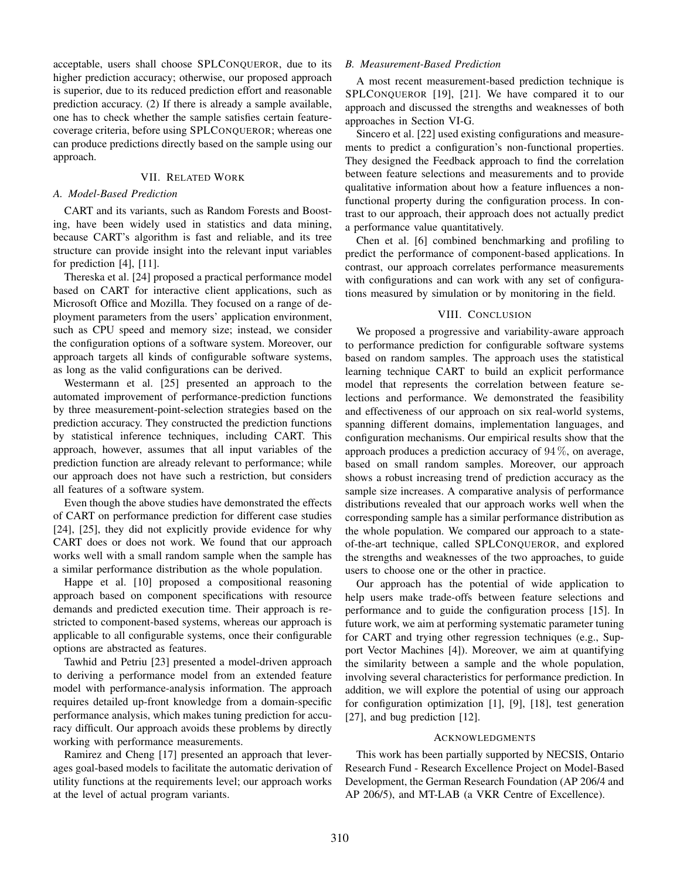acceptable, users shall choose SPLConqueror, due to its higher prediction accuracy; otherwise, our proposed approach is superior, due to its reduced prediction effort and reasonable prediction accuracy. (2) If there is already a sample available, one has to check whether the sample satisfies certain feature-coverage criteria, before using SPLConqueror; whereas one can produce predictions directly based on the sample using our approach.

## VII. Related Work

### A. Model-Based Prediction

CART and its variants, such as Random Forests and Boosting, have been widely used in statistics and data mining, because CART's algorithm is fast and reliable, and its tree structure can provide insight into the relevant input variables for prediction [4], [11].

Thereska et al. [24] proposed a practical performance model based on CART for interactive client applications, such as Microsoft Office and Mozilla. They focused on a range of deployment parameters from the users' application environment, such as CPU speed and memory size; instead, we consider the configuration options of a software system. Moreover, our approach targets all kinds of configurable software systems, as long as the valid configurations can be derived.

Westermann et al. [25] presented an approach to the automated improvement of performance-prediction functions by three measurement-point-selection strategies based on the prediction accuracy. They constructed the prediction functions by statistical inference techniques, including CART. This approach, however, assumes that all input variables of the prediction function are already relevant to performance; while our approach does not have such a restriction, but considers all features of a software system.

Even though the above studies have demonstrated the effects of CART on performance prediction for different case studies [24], [25], they did not explicitly provide evidence for why CART does or does not work. We found that our approach works well with a small random sample when the sample has a similar performance distribution as the whole population.

Happe et al. [10] proposed a compositional reasoning approach based on component specifications with resource demands and predicted execution time. Their approach is restricted to component-based systems, whereas our approach is applicable to all configurable systems, once their configurable options are abstracted as features.

Tawhid and Petriu [23] presented a model-driven approach to deriving a performance model from an extended feature model with performance-analysis information. The approach requires detailed up-front knowledge from a domain-specific performance analysis, which makes tuning prediction for accuracy difficult. Our approach avoids these problems by directly working with performance measurements.

Ramirez and Cheng [17] presented an approach that leverages goal-based models to facilitate the automatic derivation of utility functions at the requirements level; our approach works at the level of actual program variants.

### B. Measurement-Based Prediction

A most recent measurement-based prediction technique is SPLConqueror [19], [21]. We have compared it to our approach and discussed the strengths and weaknesses of both approaches in Section VI-G.

Sincero et al. [22] used existing configurations and measurements to predict a configuration's non-functional properties. They designed the Feedback approach to find the correlation between feature selections and measurements and to provide qualitative information about how a feature influences a non-functional property during the configuration process. In contrast to our approach, their approach does not actually predict a performance value quantitatively.

Chen et al. [6] combined benchmarking and profiling to predict the performance of component-based applications. In contrast, our approach correlates performance measurements with configurations and can work with any set of configurations measured by simulation or by monitoring in the field.

## VIII. Conclusion

We proposed a progressive and variability-aware approach to performance prediction for configurable software systems based on random samples. The approach uses the statistical learning technique CART to build an explicit performance model that represents the correlation between feature selections and performance. We demonstrated the feasibility and effectiveness of our approach on six real-world systems, spanning different domains, implementation languages, and configuration mechanisms. Our empirical results show that the approach produces a prediction accuracy of $94\,\%$, on average, based on small random samples. Moreover, our approach shows a robust increasing trend of prediction accuracy as the sample size increases. A comparative analysis of performance distributions revealed that our approach works well when the corresponding sample has a similar performance distribution as the whole population. We compared our approach to a state-of-the-art technique, called SPLConqueror, and explored the strengths and weaknesses of the two approaches, to guide users to choose one or the other in practice.

Our approach has the potential of wide application to help users make trade-offs between feature selections and performance and to guide the configuration process [15]. In future work, we aim at performing systematic parameter tuning for CART and trying other regression techniques (e.g., Support Vector Machines [4]). Moreover, we aim at quantifying the similarity between a sample and the whole population, involving several characteristics for performance prediction. In addition, we will explore the potential of using our approach for configuration optimization [1], [9], [18], test generation [27], and bug prediction [12].

## Acknowledgments

This work has been partially supported by NECSIS, Ontario Research Fund - Research Excellence Project on Model-Based Development, the German Research Foundation (AP 206/4 and AP 206/5), and MT-LAB (a VKR Centre of Excellence).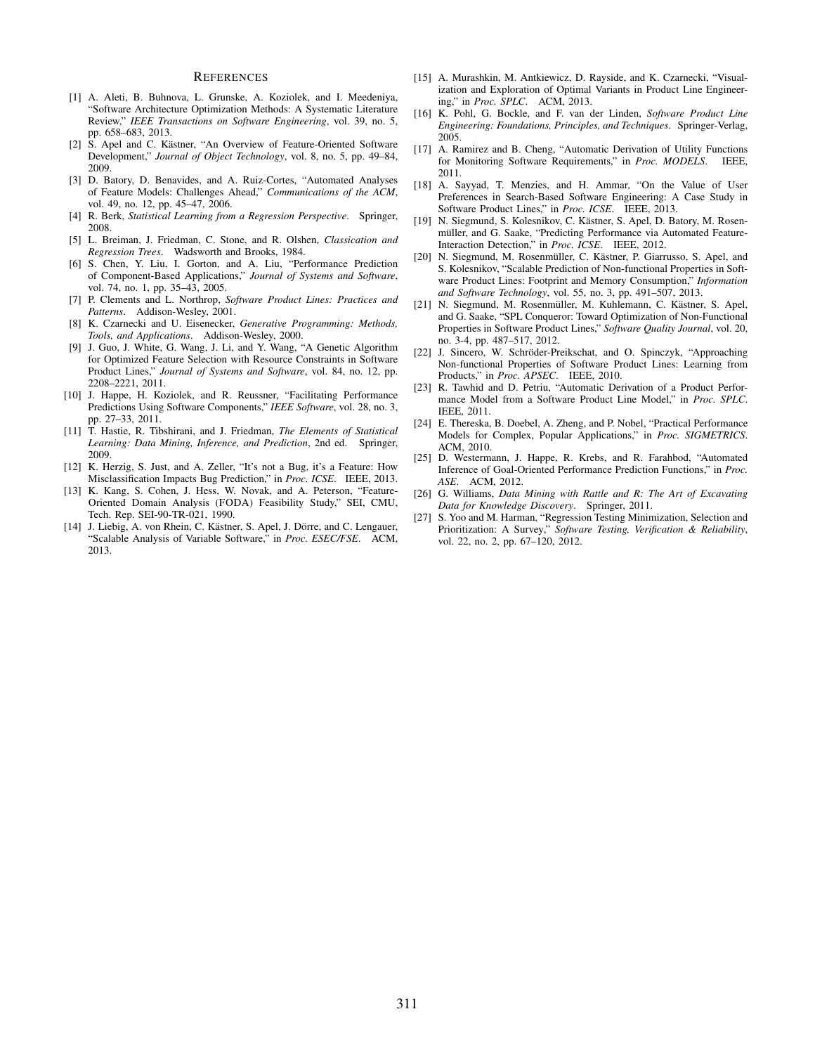## References

[1] A. Aleti, B. Buhnova, L. Grunske, A. Koziolek, and I. Meedeniya, "Software Architecture Optimization Methods: A Systematic Literature Review," *IEEE Transactions on Software Engineering*, vol. 39, no. 5, pp. 658–683, 2013.

[2] S. Apel and C. Kästner, "An Overview of Feature-Oriented Software Development," *Journal of Object Technology*, vol. 8, no. 5, pp. 49–84, 2009.

[3] D. Batory, D. Benavides, and A. Ruiz-Cortes, "Automated Analyses of Feature Models: Challenges Ahead," *Communications of the ACM*, vol. 49, no. 12, pp. 45–47, 2006.

[4] R. Berk, *Statistical Learning from a Regression Perspective*. Springer, 2008.

[5] L. Breiman, J. Friedman, C. Stone, and R. Olshen, *Classication and Regression Trees*. Wadsworth and Brooks, 1984.

[6] S. Chen, Y. Liu, I. Gorton, and A. Liu, "Performance Prediction of Component-Based Applications," *Journal of Systems and Software*, vol. 74, no. 1, pp. 35–43, 2005.

[7] P. Clements and L. Northrop, *Software Product Lines: Practices and Patterns*. Addison-Wesley, 2001.

[8] K. Czarnecki and U. Eisenecker, *Generative Programming: Methods, Tools, and Applications*. Addison-Wesley, 2000.

[9] J. Guo, J. White, G. Wang, J. Li, and Y. Wang, "A Genetic Algorithm for Optimized Feature Selection with Resource Constraints in Software Product Lines," *Journal of Systems and Software*, vol. 84, no. 12, pp. 2208–2221, 2011.

[10] J. Happe, H. Koziolek, and R. Reussner, "Facilitating Performance Predictions Using Software Components," *IEEE Software*, vol. 28, no. 3, pp. 27–33, 2011.

[11] T. Hastie, R. Tibshirani, and J. Friedman, *The Elements of Statistical Learning: Data Mining, Inference, and Prediction*, 2nd ed. Springer, 2009.

[12] K. Herzig, S. Just, and A. Zeller, "It's not a Bug, it's a Feature: How Misclassification Impacts Bug Prediction," in *Proc. ICSE*. IEEE, 2013.

[13] K. Kang, S. Cohen, J. Hess, W. Novak, and A. Peterson, "Feature-Oriented Domain Analysis (FODA) Feasibility Study," SEI, CMU, Tech. Rep. SEI-90-TR-021, 1990.

[14] J. Liebig, A. von Rhein, C. Kästner, S. Apel, J. Dörre, and C. Lengauer, "Scalable Analysis of Variable Software," in *Proc. ESEC/FSE*. ACM, 2013.

[15] A. Murashkin, M. Antkiewicz, D. Rayside, and K. Czarnecki, "Visualization and Exploration of Optimal Variants in Product Line Engineering," in *Proc. SPLC*. ACM, 2013.

[16] K. Pohl, G. Bockle, and F. van der Linden, *Software Product Line Engineering: Foundations, Principles, and Techniques*. Springer-Verlag, 2005.

[17] A. Ramirez and B. Cheng, "Automatic Derivation of Utility Functions for Monitoring Software Requirements," in *Proc. MODELS*. IEEE, 2011.

[18] A. Sayyad, T. Menzies, and H. Ammar, "On the Value of User Preferences in Search-Based Software Engineering: A Case Study in Software Product Lines," in *Proc. ICSE*. IEEE, 2013.

[19] N. Siegmund, S. Kolesnikov, C. Kästner, S. Apel, D. Batory, M. Rosenmüller, and G. Saake, "Predicting Performance via Automated Feature-Interaction Detection," in *Proc. ICSE*. IEEE, 2012.

[20] N. Siegmund, M. Rosenmüller, C. Kästner, P. Giarrusso, S. Apel, and S. Kolesnikov, "Scalable Prediction of Non-functional Properties in Software Product Lines: Footprint and Memory Consumption," *Information and Software Technology*, vol. 55, no. 3, pp. 491–507, 2013.

[21] N. Siegmund, M. Rosenmüller, M. Kuhlemann, C. Kästner, S. Apel, and G. Saake, "SPL Conqueror: Toward Optimization of Non-Functional Properties in Software Product Lines," *Software Quality Journal*, vol. 20, no. 3-4, pp. 487–517, 2012.

[22] J. Sincero, W. Schröder-Preikschat, and O. Spinczyk, "Approaching Non-functional Properties of Software Product Lines: Learning from Products," in *Proc. APSEC*. IEEE, 2010.

[23] R. Tawhid and D. Petriu, "Automatic Derivation of a Product Performance Model from a Software Product Line Model," in *Proc. SPLC*. IEEE, 2011.

[24] E. Thereska, B. Doebel, A. Zheng, and P. Nobel, "Practical Performance Models for Complex, Popular Applications," in *Proc. SIGMETRICS*. ACM, 2010.

[25] D. Westermann, J. Happe, R. Krebs, and R. Farahbod, "Automated Inference of Goal-Oriented Performance Prediction Functions," in *Proc. ASE*. ACM, 2012.

[26] G. Williams, *Data Mining with Rattle and R: The Art of Excavating Data for Knowledge Discovery*. Springer, 2011.

[27] S. Yoo and M. Harman, "Regression Testing Minimization, Selection and Prioritization: A Survey," *Software Testing, Verification & Reliability*, vol. 22, no. 2, pp. 67–120, 2012.